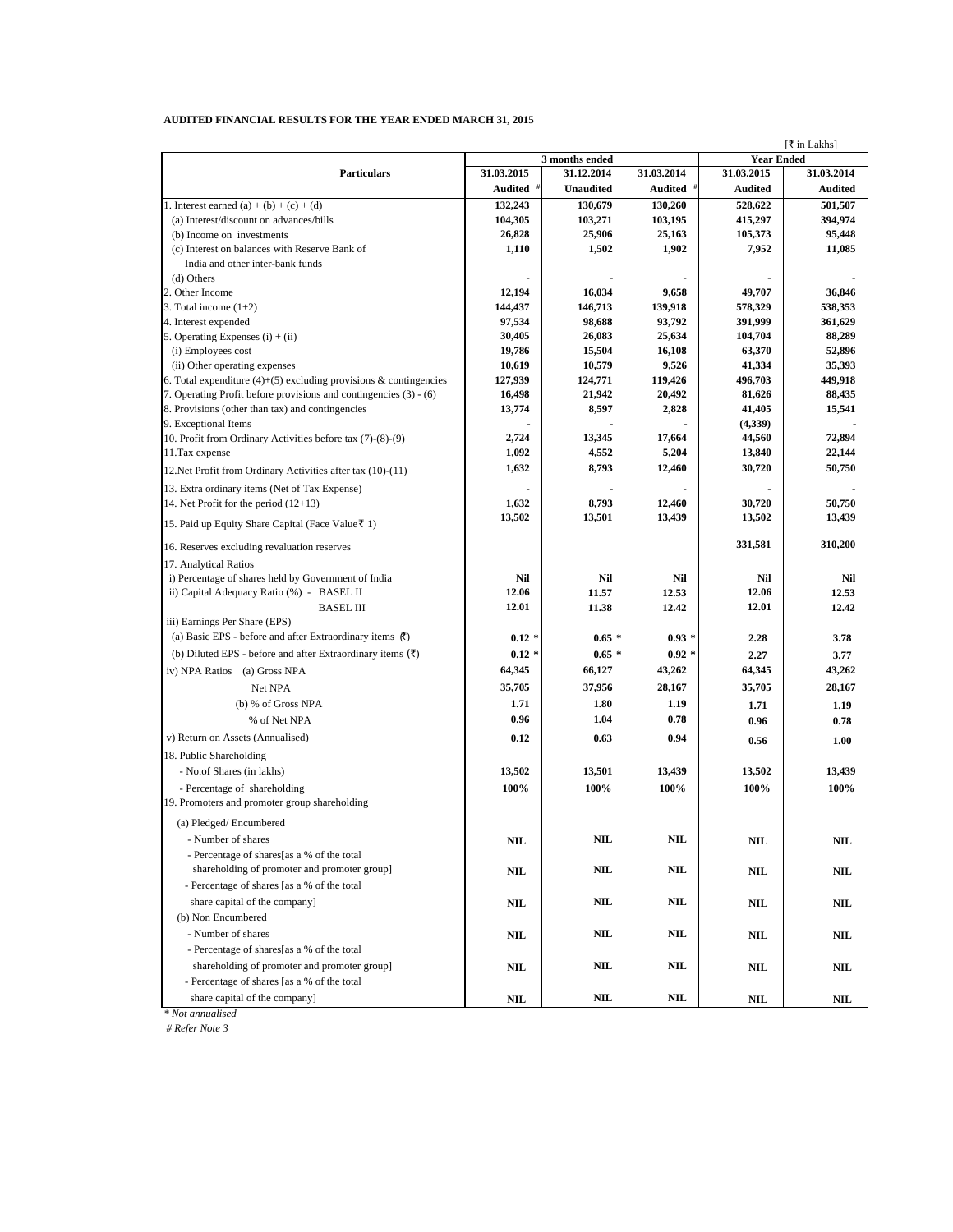**AUDITED FINANCIAL RESULTS FOR THE YEAR ENDED MARCH 31, 2015**

[₹ in Lakhs]

| Particulars | 3 months ended | | | Year Ended | |
|---|---|---|---|---|---|
| | 31.03.2015 | 31.12.2014 | 31.03.2014 | 31.03.2015 | 31.03.2014 |
| | Audited # | Unaudited | Audited # | Audited | Audited |
| 1. Interest earned (a) + (b) + (c) + (d) | 132,243 | 130,679 | 130,260 | 528,622 | 501,507 |
| (a) Interest/discount on advances/bills | 104,305 | 103,271 | 103,195 | 415,297 | 394,974 |
| (b) Income on investments | 26,828 | 25,906 | 25,163 | 105,373 | 95,448 |
| (c) Interest on balances with Reserve Bank of India and other inter-bank funds | 1,110 | 1,502 | 1,902 | 7,952 | 11,085 |
| (d) Others | - | - | - | - | - |
| 2. Other Income | 12,194 | 16,034 | 9,658 | 49,707 | 36,846 |
| 3. Total income (1+2) | 144,437 | 146,713 | 139,918 | 578,329 | 538,353 |
| 4. Interest expended | 97,534 | 98,688 | 93,792 | 391,999 | 361,629 |
| 5. Operating Expenses (i) + (ii) | 30,405 | 26,083 | 25,634 | 104,704 | 88,289 |
| (i) Employees cost | 19,786 | 15,504 | 16,108 | 63,370 | 52,896 |
| (ii) Other operating expenses | 10,619 | 10,579 | 9,526 | 41,334 | 35,393 |
| 6. Total expenditure (4)+(5) excluding provisions & contingencies | 127,939 | 124,771 | 119,426 | 496,703 | 449,918 |
| 7. Operating Profit before provisions and contingencies (3) - (6) | 16,498 | 21,942 | 20,492 | 81,626 | 88,435 |
| 8. Provisions (other than tax) and contingencies | 13,774 | 8,597 | 2,828 | 41,405 | 15,541 |
| 9. Exceptional Items | - | - | - | (4,339) | - |
| 10. Profit from Ordinary Activities before tax (7)-(8)-(9) | 2,724 | 13,345 | 17,664 | 44,560 | 72,894 |
| 11.Tax expense | 1,092 | 4,552 | 5,204 | 13,840 | 22,144 |
| 12.Net Profit from Ordinary Activities after tax (10)-(11) | 1,632 | 8,793 | 12,460 | 30,720 | 50,750 |
| 13. Extra ordinary items (Net of Tax Expense) | - | - | - | - | - |
| 14. Net Profit for the period (12+13) | 1,632 | 8,793 | 12,460 | 30,720 | 50,750 |
| 15. Paid up Equity Share Capital (Face Value ₹ 1) | 13,502 | 13,501 | 13,439 | 13,502 | 13,439 |
| 16. Reserves excluding revaluation reserves | | | | 331,581 | 310,200 |
| 17. Analytical Ratios | | | | | |
| i) Percentage of shares held by Government of India | Nil | Nil | Nil | Nil | Nil |
| ii) Capital Adequacy Ratio (%) - BASEL II | 12.06 | 11.57 | 12.53 | 12.06 | 12.53 |
| BASEL III | 12.01 | 11.38 | 12.42 | 12.01 | 12.42 |
| iii) Earnings Per Share (EPS) | | | | | |
| (a) Basic EPS - before and after Extraordinary items (₹) | 0.12 * | 0.65 * | 0.93 * | 2.28 | 3.78 |
| (b) Diluted EPS - before and after Extraordinary items (₹) | 0.12 * | 0.65 * | 0.92 * | 2.27 | 3.77 |
| iv) NPA Ratios (a) Gross NPA | 64,345 | 66,127 | 43,262 | 64,345 | 43,262 |
| Net NPA | 35,705 | 37,956 | 28,167 | 35,705 | 28,167 |
| (b) % of Gross NPA | 1.71 | 1.80 | 1.19 | 1.71 | 1.19 |
| % of Net NPA | 0.96 | 1.04 | 0.78 | 0.96 | 0.78 |
| v) Return on Assets (Annualised) | 0.12 | 0.63 | 0.94 | 0.56 | 1.00 |
| 18. Public Shareholding | | | | | |
| - No.of Shares (in lakhs) | 13,502 | 13,501 | 13,439 | 13,502 | 13,439 |
| - Percentage of shareholding | 100% | 100% | 100% | 100% | 100% |
| 19. Promoters and promoter group shareholding | | | | | |
| (a) Pledged/ Encumbered | | | | | |
| - Number of shares | NIL | NIL | NIL | NIL | NIL |
| - Percentage of shares[as a % of the total shareholding of promoter and promoter group] | NIL | NIL | NIL | NIL | NIL |
| - Percentage of shares [as a % of the total share capital of the company] | NIL | NIL | NIL | NIL | NIL |
| (b) Non Encumbered | | | | | |
| - Number of shares | NIL | NIL | NIL | NIL | NIL |
| - Percentage of shares[as a % of the total shareholding of promoter and promoter group] | NIL | NIL | NIL | NIL | NIL |
| - Percentage of shares [as a % of the total share capital of the company] | NIL | NIL | NIL | NIL | NIL |

*\* Not annualised*

*# Refer Note 3*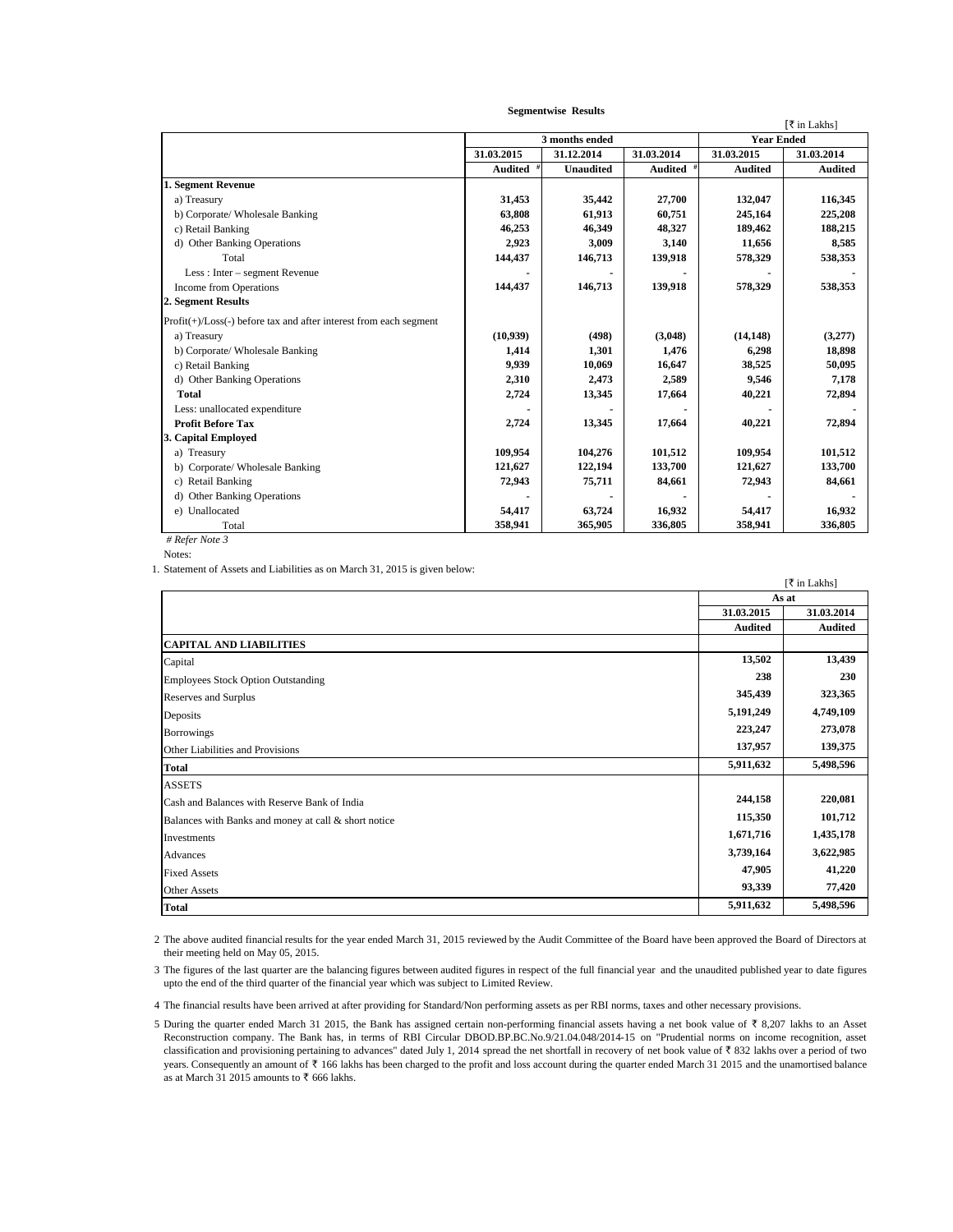**Segmentwise Results**

[₹ in Lakhs]

| | 3 months ended | | | Year Ended | |
|---|---|---|---|---|---|
| | 31.03.2015 | 31.12.2014 | 31.03.2014 | 31.03.2015 | 31.03.2014 |
| | Audited # | Unaudited | Audited # | Audited | Audited |
| **1. Segment Revenue** | | | | | |
| a) Treasury | 31,453 | 35,442 | 27,700 | 132,047 | 116,345 |
| b) Corporate/ Wholesale Banking | 63,808 | 61,913 | 60,751 | 245,164 | 225,208 |
| c) Retail Banking | 46,253 | 46,349 | 48,327 | 189,462 | 188,215 |
| d) Other Banking Operations | 2,923 | 3,009 | 3,140 | 11,656 | 8,585 |
| Total | 144,437 | 146,713 | 139,918 | 578,329 | 538,353 |
| Less : Inter – segment Revenue | - | - | - | - | - |
| Income from Operations | 144,437 | 146,713 | 139,918 | 578,329 | 538,353 |
| **2. Segment Results** | | | | | |
| Profit(+)/Loss(-) before tax and after interest from each segment | | | | | |
| a) Treasury | (10,939) | (498) | (3,048) | (14,148) | (3,277) |
| b) Corporate/ Wholesale Banking | 1,414 | 1,301 | 1,476 | 6,298 | 18,898 |
| c) Retail Banking | 9,939 | 10,069 | 16,647 | 38,525 | 50,095 |
| d) Other Banking Operations | 2,310 | 2,473 | 2,589 | 9,546 | 7,178 |
| **Total** | 2,724 | 13,345 | 17,664 | 40,221 | 72,894 |
| Less: unallocated expenditure | - | - | - | - | - |
| **Profit Before Tax** | 2,724 | 13,345 | 17,664 | 40,221 | 72,894 |
| **3. Capital Employed** | | | | | |
| a) Treasury | 109,954 | 104,276 | 101,512 | 109,954 | 101,512 |
| b) Corporate/ Wholesale Banking | 121,627 | 122,194 | 133,700 | 121,627 | 133,700 |
| c) Retail Banking | 72,943 | 75,711 | 84,661 | 72,943 | 84,661 |
| d) Other Banking Operations | - | - | - | - | - |
| e) Unallocated | 54,417 | 63,724 | 16,932 | 54,417 | 16,932 |
| Total | 358,941 | 365,905 | 336,805 | 358,941 | 336,805 |

*# Refer Note 3*

Notes:

1. Statement of Assets and Liabilities as on March 31, 2015 is given below:

[₹ in Lakhs]

| | As at | |
|---|---|---|
| | 31.03.2015 | 31.03.2014 |
| | Audited | Audited |
| **CAPITAL AND LIABILITIES** | | |
| Capital | 13,502 | 13,439 |
| Employees Stock Option Outstanding | 238 | 230 |
| Reserves and Surplus | 345,439 | 323,365 |
| Deposits | 5,191,249 | 4,749,109 |
| Borrowings | 223,247 | 273,078 |
| Other Liabilities and Provisions | 137,957 | 139,375 |
| **Total** | 5,911,632 | 5,498,596 |
| ASSETS | | |
| Cash and Balances with Reserve Bank of India | 244,158 | 220,081 |
| Balances with Banks and money at call & short notice | 115,350 | 101,712 |
| Investments | 1,671,716 | 1,435,178 |
| Advances | 3,739,164 | 3,622,985 |
| Fixed Assets | 47,905 | 41,220 |
| Other Assets | 93,339 | 77,420 |
| **Total** | 5,911,632 | 5,498,596 |

2. The above audited financial results for the year ended March 31, 2015 reviewed by the Audit Committee of the Board have been approved the Board of Directors at their meeting held on May 05, 2015.

3. The figures of the last quarter are the balancing figures between audited figures in respect of the full financial year and the unaudited published year to date figures upto the end of the third quarter of the financial year which was subject to Limited Review.

4. The financial results have been arrived at after providing for Standard/Non performing assets as per RBI norms, taxes and other necessary provisions.

5. During the quarter ended March 31 2015, the Bank has assigned certain non-performing financial assets having a net book value of ₹ 8,207 lakhs to an Asset Reconstruction company. The Bank has, in terms of RBI Circular DBOD.BP.BC.No.9/21.04.048/2014-15 on "Prudential norms on income recognition, asset classification and provisioning pertaining to advances" dated July 1, 2014 spread the net shortfall in recovery of net book value of ₹ 832 lakhs over a period of two years. Consequently an amount of ₹ 166 lakhs has been charged to the profit and loss account during the quarter ended March 31 2015 and the unamortised balance as at March 31 2015 amounts to ₹ 666 lakhs.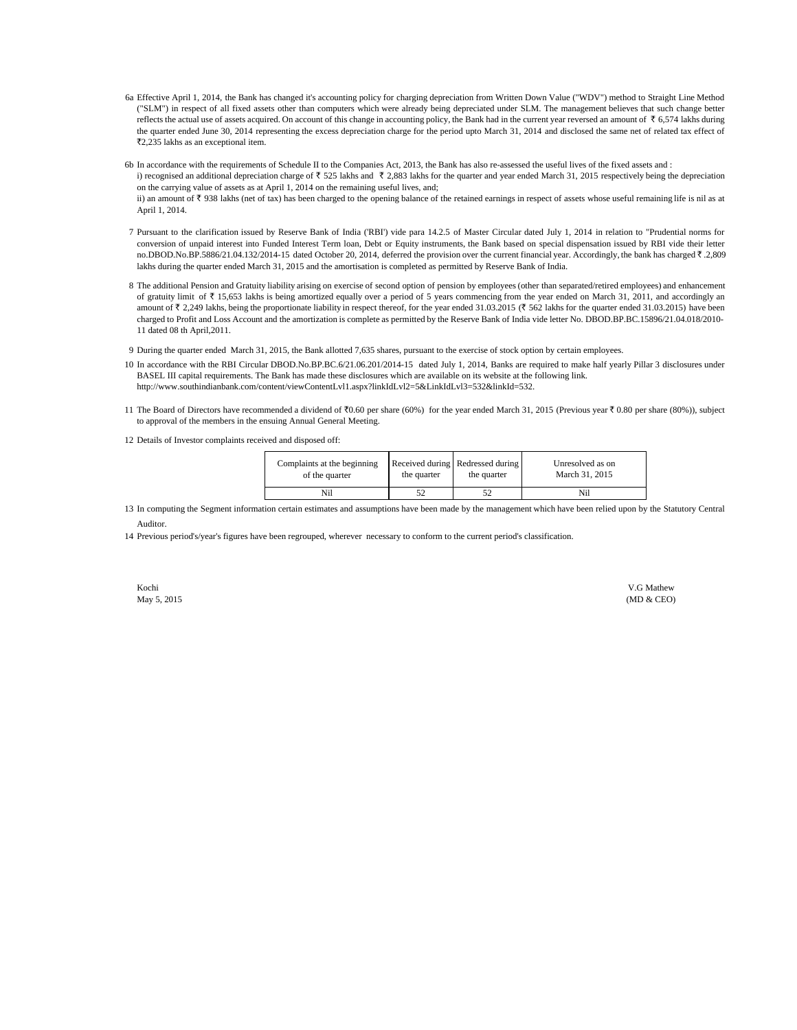6a Effective April 1, 2014, the Bank has changed it's accounting policy for charging depreciation from Written Down Value ("WDV") method to Straight Line Method ("SLM") in respect of all fixed assets other than computers which were already being depreciated under SLM. The management believes that such change better reflects the actual use of assets acquired. On account of this change in accounting policy, the Bank had in the current year reversed an amount of ₹ 6,574 lakhs during the quarter ended June 30, 2014 representing the excess depreciation charge for the period upto March 31, 2014 and disclosed the same net of related tax effect of ₹2,235 lakhs as an exceptional item.

6b In accordance with the requirements of Schedule II to the Companies Act, 2013, the Bank has also re-assessed the useful lives of the fixed assets and :
i) recognised an additional depreciation charge of ₹ 525 lakhs and ₹ 2,883 lakhs for the quarter and year ended March 31, 2015 respectively being the depreciation on the carrying value of assets as at April 1, 2014 on the remaining useful lives, and;
ii) an amount of ₹ 938 lakhs (net of tax) has been charged to the opening balance of the retained earnings in respect of assets whose useful remaining life is nil as at April 1, 2014.

7 Pursuant to the clarification issued by Reserve Bank of India ('RBI') vide para 14.2.5 of Master Circular dated July 1, 2014 in relation to "Prudential norms for conversion of unpaid interest into Funded Interest Term loan, Debt or Equity instruments, the Bank based on special dispensation issued by RBI vide their letter no.DBOD.No.BP.5886/21.04.132/2014-15 dated October 20, 2014, deferred the provision over the current financial year. Accordingly, the bank has charged ₹ .2,809 lakhs during the quarter ended March 31, 2015 and the amortisation is completed as permitted by Reserve Bank of India.

8 The additional Pension and Gratuity liability arising on exercise of second option of pension by employees (other than separated/retired employees) and enhancement of gratuity limit of ₹ 15,653 lakhs is being amortized equally over a period of 5 years commencing from the year ended on March 31, 2011, and accordingly an amount of ₹ 2,249 lakhs, being the proportionate liability in respect thereof, for the year ended 31.03.2015 (₹ 562 lakhs for the quarter ended 31.03.2015) have been charged to Profit and Loss Account and the amortization is complete as permitted by the Reserve Bank of India vide letter No. DBOD.BP.BC.15896/21.04.018/2010-11 dated 08 th April,2011.

9 During the quarter ended March 31, 2015, the Bank allotted 7,635 shares, pursuant to the exercise of stock option by certain employees.

10 In accordance with the RBI Circular DBOD.No.BP.BC.6/21.06.201/2014-15 dated July 1, 2014, Banks are required to make half yearly Pillar 3 disclosures under BASEL III capital requirements. The Bank has made these disclosures which are available on its website at the following link. http://www.southindianbank.com/content/viewContentLvl1.aspx?linkIdLvl2=5&LinkIdLvl3=532&linkId=532.

11 The Board of Directors have recommended a dividend of ₹0.60 per share (60%) for the year ended March 31, 2015 (Previous year ₹ 0.80 per share (80%)), subject to approval of the members in the ensuing Annual General Meeting.

12 Details of Investor complaints received and disposed off:

| Complaints at the beginning of the quarter | Received during the quarter | Redressed during the quarter | Unresolved as on March 31, 2015 |
|---|---|---|---|
| Nil | 52 | 52 | Nil |

13 In computing the Segment information certain estimates and assumptions have been made by the management which have been relied upon by the Statutory Central Auditor.

14 Previous period's/year's figures have been regrouped, wherever necessary to conform to the current period's classification.

Kochi
May 5, 2015

V.G Mathew
(MD & CEO)